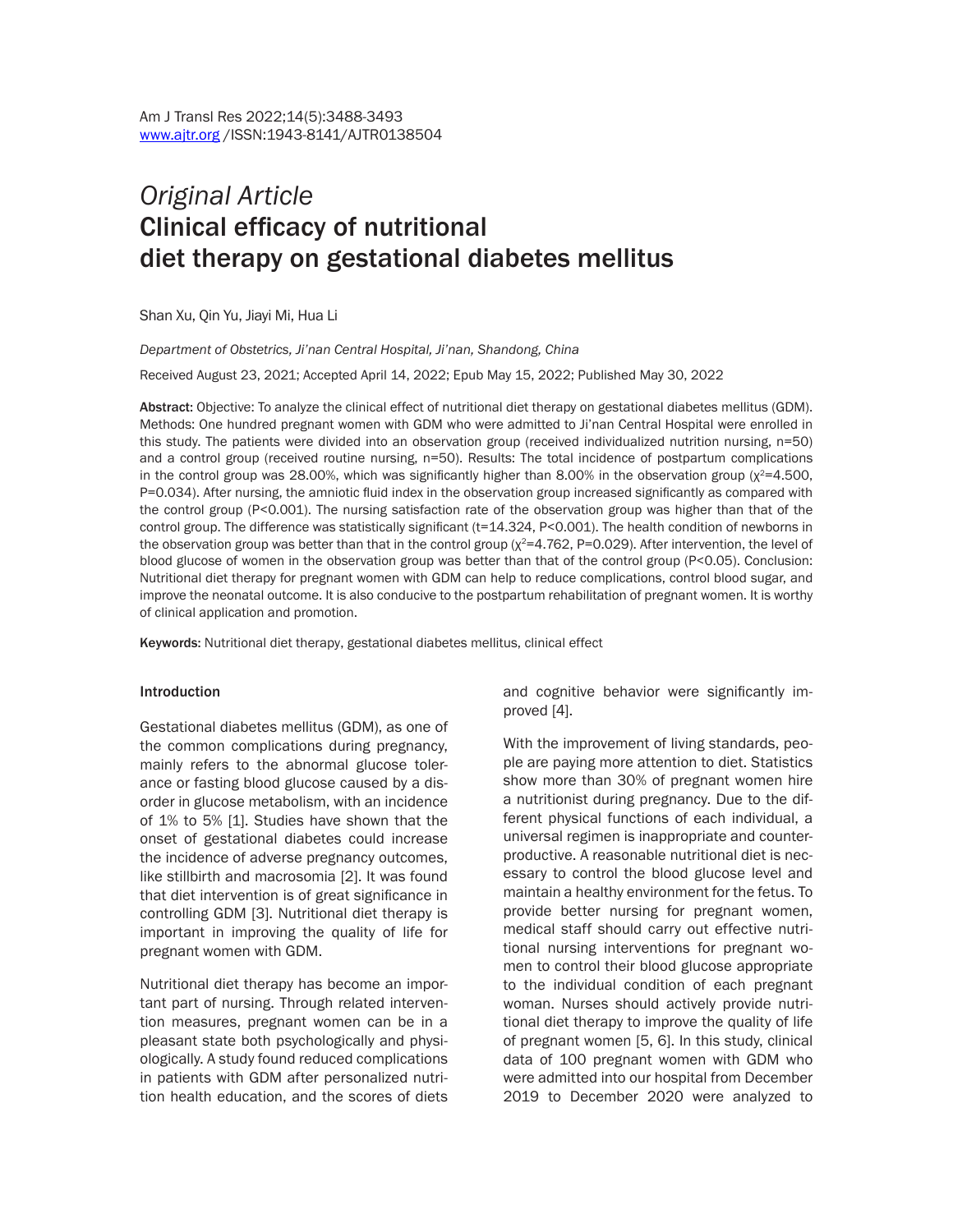Am J Transl Res 2022;14(5):3488-3493
www.ajtr.org /ISSN:1943-8141/AJTR0138504

*Original Article*

# Clinical efficacy of nutritional diet therapy on gestational diabetes mellitus

Shan Xu, Qin Yu, Jiayi Mi, Hua Li

*Department of Obstetrics, Ji'nan Central Hospital, Ji'nan, Shandong, China*

Received August 23, 2021; Accepted April 14, 2022; Epub May 15, 2022; Published May 30, 2022

**Abstract:** Objective: To analyze the clinical effect of nutritional diet therapy on gestational diabetes mellitus (GDM). Methods: One hundred pregnant women with GDM who were admitted to Ji'nan Central Hospital were enrolled in this study. The patients were divided into an observation group (received individualized nutrition nursing, n=50) and a control group (received routine nursing, n=50). Results: The total incidence of postpartum complications in the control group was 28.00%, which was significantly higher than 8.00% in the observation group ($\chi^2$=4.500, P=0.034). After nursing, the amniotic fluid index in the observation group increased significantly as compared with the control group (P<0.001). The nursing satisfaction rate of the observation group was higher than that of the control group. The difference was statistically significant (t=14.324, P<0.001). The health condition of newborns in the observation group was better than that in the control group ($\chi^2$=4.762, P=0.029). After intervention, the level of blood glucose of women in the observation group was better than that of the control group (P<0.05). Conclusion: Nutritional diet therapy for pregnant women with GDM can help to reduce complications, control blood sugar, and improve the neonatal outcome. It is also conducive to the postpartum rehabilitation of pregnant women. It is worthy of clinical application and promotion.

**Keywords:** Nutritional diet therapy, gestational diabetes mellitus, clinical effect

## Introduction

Gestational diabetes mellitus (GDM), as one of the common complications during pregnancy, mainly refers to the abnormal glucose tolerance or fasting blood glucose caused by a disorder in glucose metabolism, with an incidence of 1% to 5% [1]. Studies have shown that the onset of gestational diabetes could increase the incidence of adverse pregnancy outcomes, like stillbirth and macrosomia [2]. It was found that diet intervention is of great significance in controlling GDM [3]. Nutritional diet therapy is important in improving the quality of life for pregnant women with GDM.

Nutritional diet therapy has become an important part of nursing. Through related intervention measures, pregnant women can be in a pleasant state both psychologically and physiologically. A study found reduced complications in patients with GDM after personalized nutrition health education, and the scores of diets and cognitive behavior were significantly improved [4].

With the improvement of living standards, people are paying more attention to diet. Statistics show more than 30% of pregnant women hire a nutritionist during pregnancy. Due to the different physical functions of each individual, a universal regimen is inappropriate and counterproductive. A reasonable nutritional diet is necessary to control the blood glucose level and maintain a healthy environment for the fetus. To provide better nursing for pregnant women, medical staff should carry out effective nutritional nursing interventions for pregnant women to control their blood glucose appropriate to the individual condition of each pregnant woman. Nurses should actively provide nutritional diet therapy to improve the quality of life of pregnant women [5, 6]. In this study, clinical data of 100 pregnant women with GDM who were admitted into our hospital from December 2019 to December 2020 were analyzed to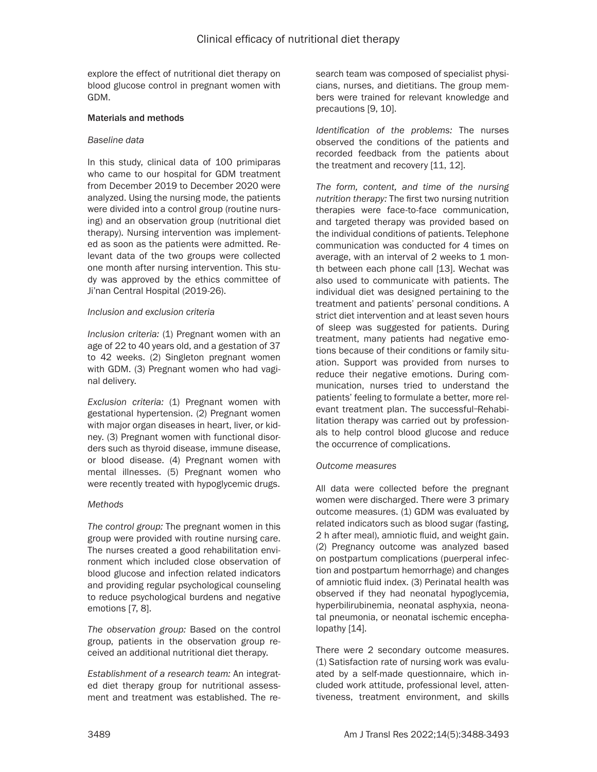explore the effect of nutritional diet therapy on blood glucose control in pregnant women with GDM.

## Materials and methods

### Baseline data

In this study, clinical data of 100 primiparas who came to our hospital for GDM treatment from December 2019 to December 2020 were analyzed. Using the nursing mode, the patients were divided into a control group (routine nursing) and an observation group (nutritional diet therapy). Nursing intervention was implemented as soon as the patients were admitted. Relevant data of the two groups were collected one month after nursing intervention. This study was approved by the ethics committee of Ji'nan Central Hospital (2019-26).

### Inclusion and exclusion criteria

*Inclusion criteria:* (1) Pregnant women with an age of 22 to 40 years old, and a gestation of 37 to 42 weeks. (2) Singleton pregnant women with GDM. (3) Pregnant women who had vaginal delivery.

*Exclusion criteria:* (1) Pregnant women with gestational hypertension. (2) Pregnant women with major organ diseases in heart, liver, or kidney. (3) Pregnant women with functional disorders such as thyroid disease, immune disease, or blood disease. (4) Pregnant women with mental illnesses. (5) Pregnant women who were recently treated with hypoglycemic drugs.

### Methods

*The control group:* The pregnant women in this group were provided with routine nursing care. The nurses created a good rehabilitation environment which included close observation of blood glucose and infection related indicators and providing regular psychological counseling to reduce psychological burdens and negative emotions [7, 8].

*The observation group:* Based on the control group, patients in the observation group received an additional nutritional diet therapy.

*Establishment of a research team:* An integrated diet therapy group for nutritional assessment and treatment was established. The research team was composed of specialist physicians, nurses, and dietitians. The group members were trained for relevant knowledge and precautions [9, 10].

*Identification of the problems:* The nurses observed the conditions of the patients and recorded feedback from the patients about the treatment and recovery [11, 12].

*The form, content, and time of the nursing nutrition therapy:* The first two nursing nutrition therapies were face-to-face communication, and targeted therapy was provided based on the individual conditions of patients. Telephone communication was conducted for 4 times on average, with an interval of 2 weeks to 1 month between each phone call [13]. Wechat was also used to communicate with patients. The individual diet was designed pertaining to the treatment and patients' personal conditions. A strict diet intervention and at least seven hours of sleep was suggested for patients. During treatment, many patients had negative emotions because of their conditions or family situation. Support was provided from nurses to reduce their negative emotions. During communication, nurses tried to understand the patients' feeling to formulate a better, more relevant treatment plan. The successful–Rehabilitation therapy was carried out by professionals to help control blood glucose and reduce the occurrence of complications.

### Outcome measures

All data were collected before the pregnant women were discharged. There were 3 primary outcome measures. (1) GDM was evaluated by related indicators such as blood sugar (fasting, 2 h after meal), amniotic fluid, and weight gain. (2) Pregnancy outcome was analyzed based on postpartum complications (puerperal infection and postpartum hemorrhage) and changes of amniotic fluid index. (3) Perinatal health was observed if they had neonatal hypoglycemia, hyperbilirubinemia, neonatal asphyxia, neonatal pneumonia, or neonatal ischemic encephalopathy [14].

There were 2 secondary outcome measures. (1) Satisfaction rate of nursing work was evaluated by a self-made questionnaire, which included work attitude, professional level, attentiveness, treatment environment, and skills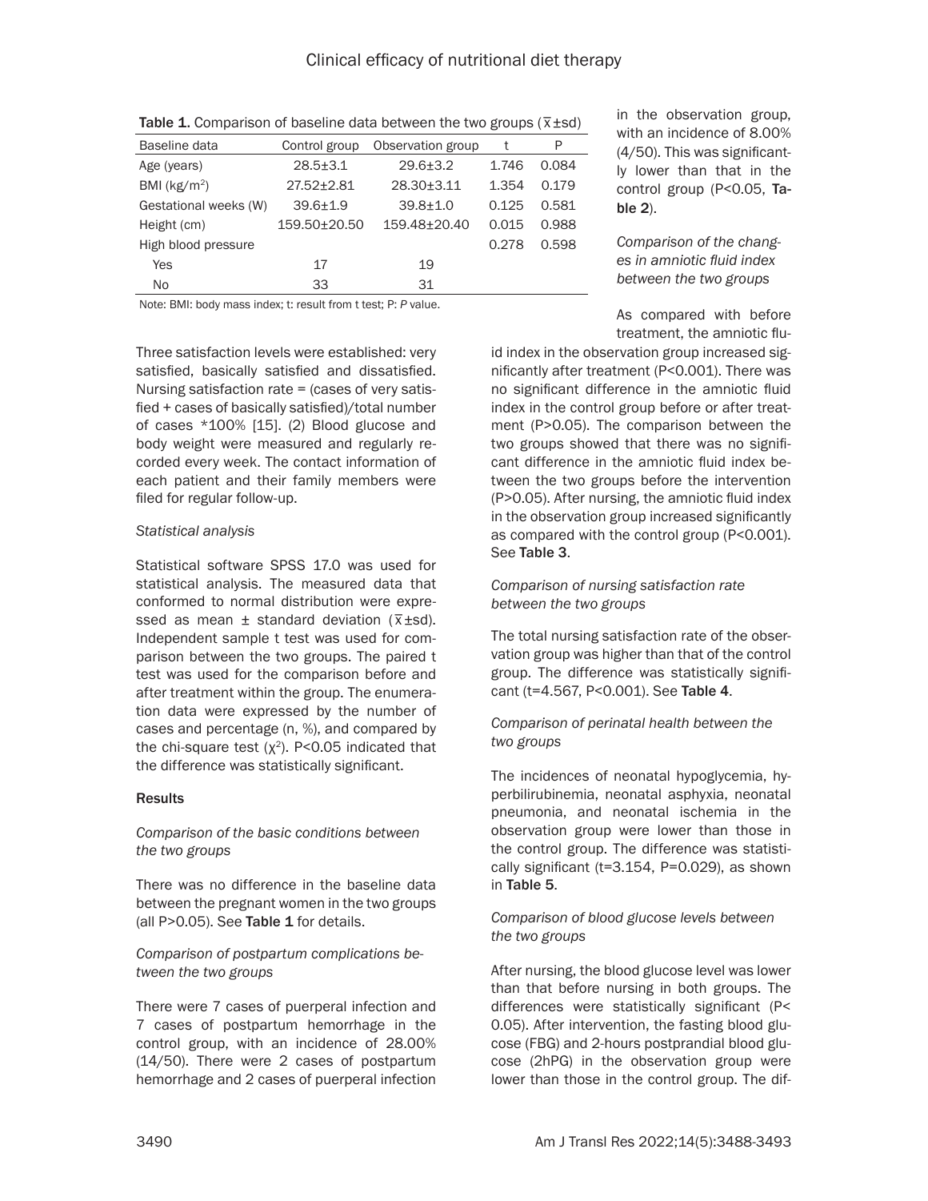**Table 1.** Comparison of baseline data between the two groups ($\bar{x}$±sd)

| Baseline data | Control group | Observation group | t | P |
|---|---|---|---|---|
| Age (years) | 28.5±3.1 | 29.6±3.2 | 1.746 | 0.084 |
| BMI (kg/m$^2$) | 27.52±2.81 | 28.30±3.11 | 1.354 | 0.179 |
| Gestational weeks (W) | 39.6±1.9 | 39.8±1.0 | 0.125 | 0.581 |
| Height (cm) | 159.50±20.50 | 159.48±20.40 | 0.015 | 0.988 |
| High blood pressure | | | 0.278 | 0.598 |
| Yes | 17 | 19 | | |
| No | 33 | 31 | | |

Note: BMI: body mass index; t: result from t test; P: *P* value.

Three satisfaction levels were established: very satisfied, basically satisfied and dissatisfied. Nursing satisfaction rate = (cases of very satisfied + cases of basically satisfied)/total number of cases *100% [15]. (2) Blood glucose and body weight were measured and regularly recorded every week. The contact information of each patient and their family members were filed for regular follow-up.

*Statistical analysis*

Statistical software SPSS 17.0 was used for statistical analysis. The measured data that conformed to normal distribution were expressed as mean ± standard deviation ($\bar{x}$±sd). Independent sample t test was used for comparison between the two groups. The paired t test was used for the comparison before and after treatment within the group. The enumeration data were expressed by the number of cases and percentage (n, %), and compared by the chi-square test ($\chi^2$). P<0.05 indicated that the difference was statistically significant.

## Results

*Comparison of the basic conditions between the two groups*

There was no difference in the baseline data between the pregnant women in the two groups (all P>0.05). See **Table 1** for details.

*Comparison of postpartum complications between the two groups*

There were 7 cases of puerperal infection and 7 cases of postpartum hemorrhage in the control group, with an incidence of 28.00% (14/50). There were 2 cases of postpartum hemorrhage and 2 cases of puerperal infection in the observation group, with an incidence of 8.00% (4/50). This was significantly lower than that in the control group (P<0.05, **Table 2**).

*Comparison of the changes in amniotic fluid index between the two groups*

As compared with before treatment, the amniotic fluid index in the observation group increased significantly after treatment (P<0.001). There was no significant difference in the amniotic fluid index in the control group before or after treatment (P>0.05). The comparison between the two groups showed that there was no significant difference in the amniotic fluid index between the two groups before the intervention (P>0.05). After nursing, the amniotic fluid index in the observation group increased significantly as compared with the control group (P<0.001). See **Table 3**.

*Comparison of nursing satisfaction rate between the two groups*

The total nursing satisfaction rate of the observation group was higher than that of the control group. The difference was statistically significant (t=4.567, P<0.001). See **Table 4**.

*Comparison of perinatal health between the two groups*

The incidences of neonatal hypoglycemia, hyperbilirubinemia, neonatal asphyxia, neonatal pneumonia, and neonatal ischemia in the observation group were lower than those in the control group. The difference was statistically significant (t=3.154, P=0.029), as shown in **Table 5**.

*Comparison of blood glucose levels between the two groups*

After nursing, the blood glucose level was lower than that before nursing in both groups. The differences were statistically significant (P<0.05). After intervention, the fasting blood glucose (FBG) and 2-hours postprandial blood glucose (2hPG) in the observation group were lower than those in the control group. The dif-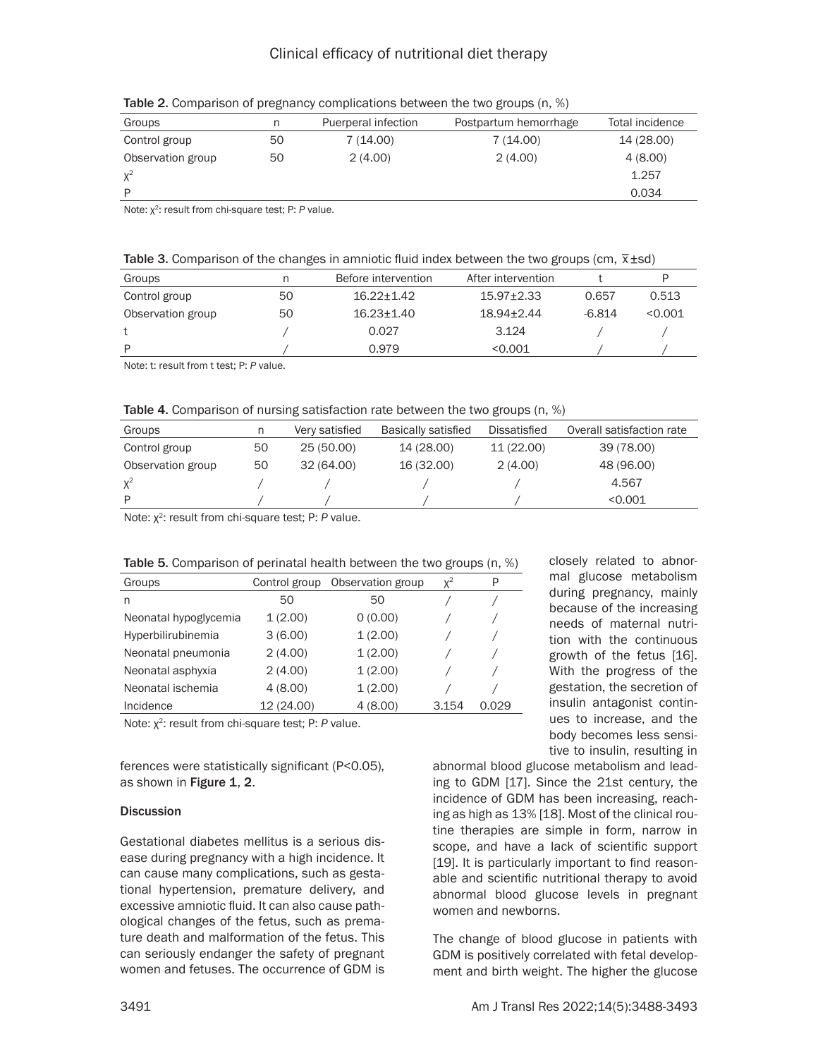**Table 2.** Comparison of pregnancy complications between the two groups (n, %)

| Groups | n | Puerperal infection | Postpartum hemorrhage | Total incidence |
|---|---|---|---|---|
| Control group | 50 | 7 (14.00) | 7 (14.00) | 14 (28.00) |
| Observation group | 50 | 2 (4.00) | 2 (4.00) | 4 (8.00) |
| $\chi^2$ | | | | 1.257 |
| P | | | | 0.034 |

Note: $\chi^2$: result from chi-square test; P: *P* value.

**Table 3.** Comparison of the changes in amniotic fluid index between the two groups (cm, $\bar{x}\pm sd$)

| Groups | n | Before intervention | After intervention | t | P |
|---|---|---|---|---|---|
| Control group | 50 | 16.22±1.42 | 15.97±2.33 | 0.657 | 0.513 |
| Observation group | 50 | 16.23±1.40 | 18.94±2.44 | -6.814 | <0.001 |
| t | / | 0.027 | 3.124 | / | / |
| P | / | 0.979 | <0.001 | / | / |

Note: t: result from t test; P: *P* value.

**Table 4.** Comparison of nursing satisfaction rate between the two groups (n, %)

| Groups | n | Very satisfied | Basically satisfied | Dissatisfied | Overall satisfaction rate |
|---|---|---|---|---|---|
| Control group | 50 | 25 (50.00) | 14 (28.00) | 11 (22.00) | 39 (78.00) |
| Observation group | 50 | 32 (64.00) | 16 (32.00) | 2 (4.00) | 48 (96.00) |
| $\chi^2$ | / | / | / | / | 4.567 |
| P | / | / | / | / | <0.001 |

Note: $\chi^2$: result from chi-square test; P: *P* value.

**Table 5.** Comparison of perinatal health between the two groups (n, %)

| Groups | Control group | Observation group | $\chi^2$ | P |
|---|---|---|---|---|
| n | 50 | 50 | / | / |
| Neonatal hypoglycemia | 1 (2.00) | 0 (0.00) | / | / |
| Hyperbilirubinemia | 3 (6.00) | 1 (2.00) | / | / |
| Neonatal pneumonia | 2 (4.00) | 1 (2.00) | / | / |
| Neonatal asphyxia | 2 (4.00) | 1 (2.00) | / | / |
| Neonatal ischemia | 4 (8.00) | 1 (2.00) | / | / |
| Incidence | 12 (24.00) | 4 (8.00) | 3.154 | 0.029 |

Note: $\chi^2$: result from chi-square test; P: *P* value.

ferences were statistically significant (P<0.05), as shown in **Figure 1**, **2**.

## Discussion

Gestational diabetes mellitus is a serious disease during pregnancy with a high incidence. It can cause many complications, such as gestational hypertension, premature delivery, and excessive amniotic fluid. It can also cause pathological changes of the fetus, such as premature death and malformation of the fetus. This can seriously endanger the safety of pregnant women and fetuses. The occurrence of GDM is closely related to abnormal glucose metabolism during pregnancy, mainly because of the increasing needs of maternal nutrition with the continuous growth of the fetus [16]. With the progress of the gestation, the secretion of insulin antagonist continues to increase, and the body becomes less sensitive to insulin, resulting in abnormal blood glucose metabolism and leading to GDM [17]. Since the 21st century, the incidence of GDM has been increasing, reaching as high as 13% [18]. Most of the clinical routine therapies are simple in form, narrow in scope, and have a lack of scientific support [19]. It is particularly important to find reasonable and scientific nutritional therapy to avoid abnormal blood glucose levels in pregnant women and newborns.

The change of blood glucose in patients with GDM is positively correlated with fetal development and birth weight. The higher the glucose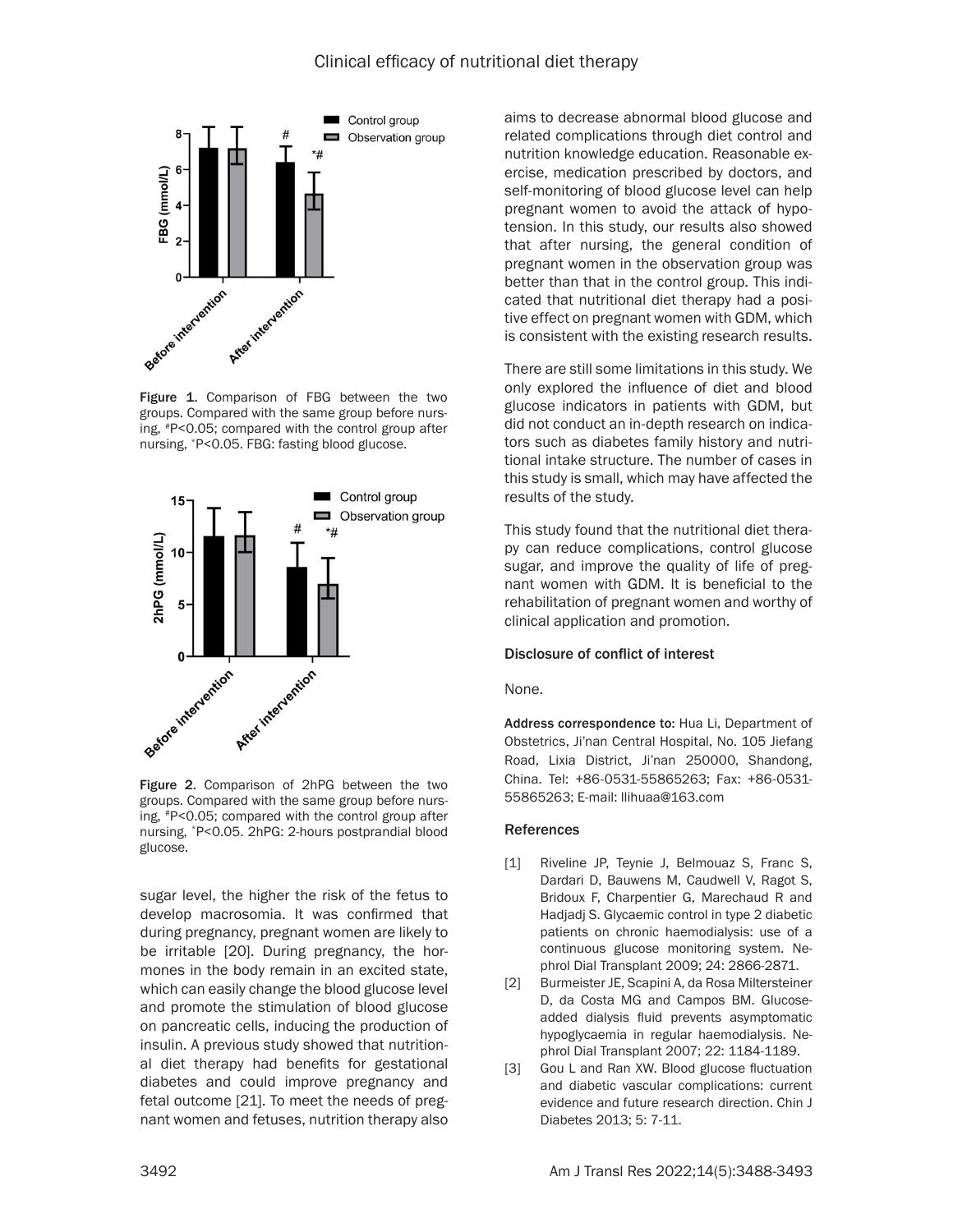Figure 1. Comparison of FBG between the two groups. Compared with the same group before nursing, #P<0.05; compared with the control group after nursing, *P<0.05. FBG: fasting blood glucose.

Figure 2. Comparison of 2hPG between the two groups. Compared with the same group before nursing, #P<0.05; compared with the control group after nursing, *P<0.05. 2hPG: 2-hours postprandial blood glucose.

sugar level, the higher the risk of the fetus to develop macrosomia. It was confirmed that during pregnancy, pregnant women are likely to be irritable [20]. During pregnancy, the hormones in the body remain in an excited state, which can easily change the blood glucose level and promote the stimulation of blood glucose on pancreatic cells, inducing the production of insulin. A previous study showed that nutritional diet therapy had benefits for gestational diabetes and could improve pregnancy and fetal outcome [21]. To meet the needs of pregnant women and fetuses, nutrition therapy also aims to decrease abnormal blood glucose and related complications through diet control and nutrition knowledge education. Reasonable exercise, medication prescribed by doctors, and self-monitoring of blood glucose level can help pregnant women to avoid the attack of hypotension. In this study, our results also showed that after nursing, the general condition of pregnant women in the observation group was better than that in the control group. This indicated that nutritional diet therapy had a positive effect on pregnant women with GDM, which is consistent with the existing research results.

There are still some limitations in this study. We only explored the influence of diet and blood glucose indicators in patients with GDM, but did not conduct an in-depth research on indicators such as diabetes family history and nutritional intake structure. The number of cases in this study is small, which may have affected the results of the study.

This study found that the nutritional diet therapy can reduce complications, control glucose sugar, and improve the quality of life of pregnant women with GDM. It is beneficial to the rehabilitation of pregnant women and worthy of clinical application and promotion.

## Disclosure of conflict of interest

None.

**Address correspondence to:** Hua Li, Department of Obstetrics, Ji'nan Central Hospital, No. 105 Jiefang Road, Lixia District, Ji'nan 250000, Shandong, China. Tel: +86-0531-55865263; Fax: +86-0531-55865263; E-mail: llihuaa@163.com

## References

[1] Riveline JP, Teynie J, Belmouaz S, Franc S, Dardari D, Bauwens M, Caudwell V, Ragot S, Bridoux F, Charpentier G, Marechaud R and Hadjadj S. Glycaemic control in type 2 diabetic patients on chronic haemodialysis: use of a continuous glucose monitoring system. Nephrol Dial Transplant 2009; 24: 2866-2871.

[2] Burmeister JE, Scapini A, da Rosa Miltersteiner D, da Costa MG and Campos BM. Glucose-added dialysis fluid prevents asymptomatic hypoglycaemia in regular haemodialysis. Nephrol Dial Transplant 2007; 22: 1184-1189.

[3] Gou L and Ran XW. Blood glucose fluctuation and diabetic vascular complications: current evidence and future research direction. Chin J Diabetes 2013; 5: 7-11.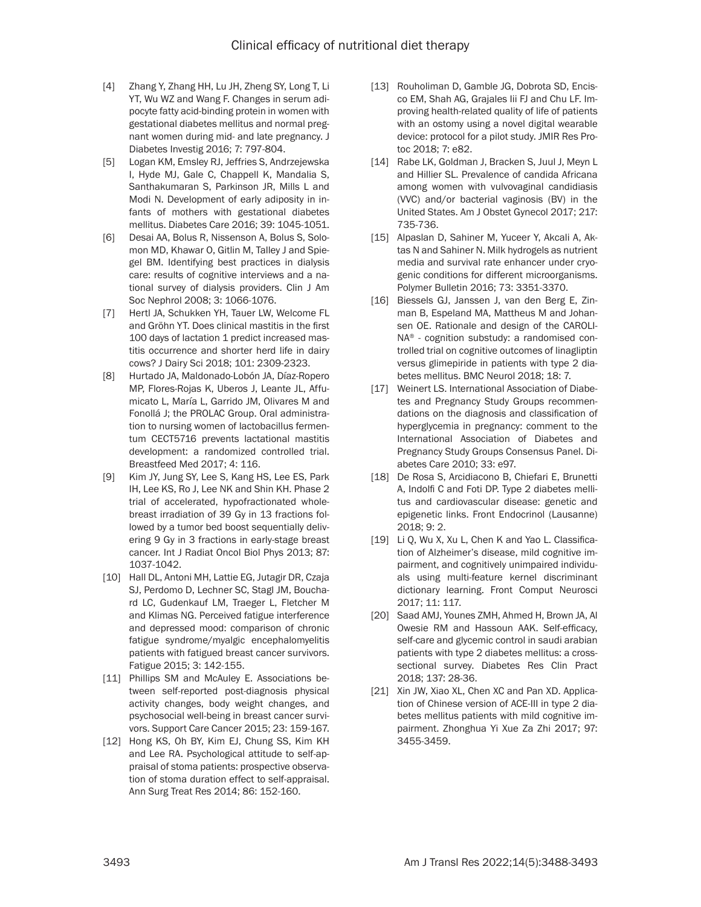[4] Zhang Y, Zhang HH, Lu JH, Zheng SY, Long T, Li YT, Wu WZ and Wang F. Changes in serum adipocyte fatty acid-binding protein in women with gestational diabetes mellitus and normal pregnant women during mid- and late pregnancy. J Diabetes Investig 2016; 7: 797-804.

[5] Logan KM, Emsley RJ, Jeffries S, Andrzejewska I, Hyde MJ, Gale C, Chappell K, Mandalia S, Santhakumaran S, Parkinson JR, Mills L and Modi N. Development of early adiposity in infants of mothers with gestational diabetes mellitus. Diabetes Care 2016; 39: 1045-1051.

[6] Desai AA, Bolus R, Nissenson A, Bolus S, Solomon MD, Khawar O, Gitlin M, Talley J and Spiegel BM. Identifying best practices in dialysis care: results of cognitive interviews and a national survey of dialysis providers. Clin J Am Soc Nephrol 2008; 3: 1066-1076.

[7] Hertl JA, Schukken YH, Tauer LW, Welcome FL and Gröhn YT. Does clinical mastitis in the first 100 days of lactation 1 predict increased mastitis occurrence and shorter herd life in dairy cows? J Dairy Sci 2018; 101: 2309-2323.

[8] Hurtado JA, Maldonado-Lobón JA, Díaz-Ropero MP, Flores-Rojas K, Uberos J, Leante JL, Affumicato L, María L, Garrido JM, Olivares M and Fonollá J; the PROLAC Group. Oral administration to nursing women of lactobacillus fermentum CECT5716 prevents lactational mastitis development: a randomized controlled trial. Breastfeed Med 2017; 4: 116.

[9] Kim JY, Jung SY, Lee S, Kang HS, Lee ES, Park IH, Lee KS, Ro J, Lee NK and Shin KH. Phase 2 trial of accelerated, hypofractionated whole-breast irradiation of 39 Gy in 13 fractions followed by a tumor bed boost sequentially delivering 9 Gy in 3 fractions in early-stage breast cancer. Int J Radiat Oncol Biol Phys 2013; 87: 1037-1042.

[10] Hall DL, Antoni MH, Lattie EG, Jutagir DR, Czaja SJ, Perdomo D, Lechner SC, Stagl JM, Bouchard LC, Gudenkauf LM, Traeger L, Fletcher M and Klimas NG. Perceived fatigue interference and depressed mood: comparison of chronic fatigue syndrome/myalgic encephalomyelitis patients with fatigued breast cancer survivors. Fatigue 2015; 3: 142-155.

[11] Phillips SM and McAuley E. Associations between self-reported post-diagnosis physical activity changes, body weight changes, and psychosocial well-being in breast cancer survivors. Support Care Cancer 2015; 23: 159-167.

[12] Hong KS, Oh BY, Kim EJ, Chung SS, Kim KH and Lee RA. Psychological attitude to self-appraisal of stoma patients: prospective observation of stoma duration effect to self-appraisal. Ann Surg Treat Res 2014; 86: 152-160.

[13] Rouholiman D, Gamble JG, Dobrota SD, Encisco EM, Shah AG, Grajales Iii FJ and Chu LF. Improving health-related quality of life of patients with an ostomy using a novel digital wearable device: protocol for a pilot study. JMIR Res Protoc 2018; 7: e82.

[14] Rabe LK, Goldman J, Bracken S, Juul J, Meyn L and Hillier SL. Prevalence of candida Africana among women with vulvovaginal candidiasis (VVC) and/or bacterial vaginosis (BV) in the United States. Am J Obstet Gynecol 2017; 217: 735-736.

[15] Alpaslan D, Sahiner M, Yuceer Y, Akcali A, Aktas N and Sahiner N. Milk hydrogels as nutrient media and survival rate enhancer under cryogenic conditions for different microorganisms. Polymer Bulletin 2016; 73: 3351-3370.

[16] Biessels GJ, Janssen J, van den Berg E, Zinman B, Espeland MA, Mattheus M and Johansen OE. Rationale and design of the CAROLINA® - cognition substudy: a randomised controlled trial on cognitive outcomes of linagliptin versus glimepiride in patients with type 2 diabetes mellitus. BMC Neurol 2018; 18: 7.

[17] Weinert LS. International Association of Diabetes and Pregnancy Study Groups recommendations on the diagnosis and classification of hyperglycemia in pregnancy: comment to the International Association of Diabetes and Pregnancy Study Groups Consensus Panel. Diabetes Care 2010; 33: e97.

[18] De Rosa S, Arcidiacono B, Chiefari E, Brunetti A, Indolfi C and Foti DP. Type 2 diabetes mellitus and cardiovascular disease: genetic and epigenetic links. Front Endocrinol (Lausanne) 2018; 9: 2.

[19] Li Q, Wu X, Xu L, Chen K and Yao L. Classification of Alzheimer's disease, mild cognitive impairment, and cognitively unimpaired individuals using multi-feature kernel discriminant dictionary learning. Front Comput Neurosci 2017; 11: 117.

[20] Saad AMJ, Younes ZMH, Ahmed H, Brown JA, Al Owesie RM and Hassoun AAK. Self-efficacy, self-care and glycemic control in saudi arabian patients with type 2 diabetes mellitus: a cross-sectional survey. Diabetes Res Clin Pract 2018; 137: 28-36.

[21] Xin JW, Xiao XL, Chen XC and Pan XD. Application of Chinese version of ACE-III in type 2 diabetes mellitus patients with mild cognitive impairment. Zhonghua Yi Xue Za Zhi 2017; 97: 3455-3459.